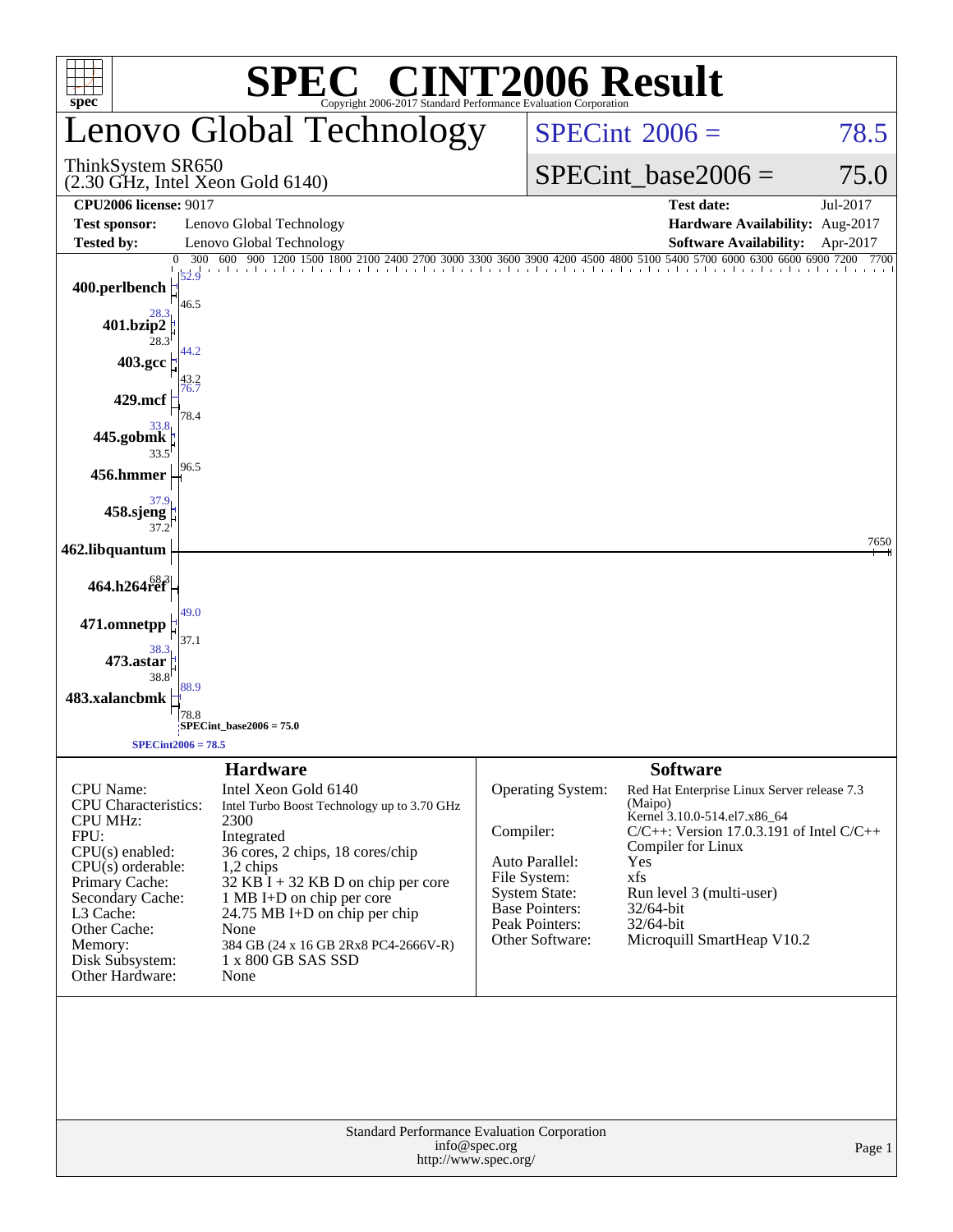# SPEC® CINT2006 Result

Copyright 2006-2017 Standard Performance Evaluation Corporation

## Lenovo Global Technology

ThinkSystem SR650
(2.30 GHz, Intel Xeon Gold 6140)

SPECint 2006 = 78.5

SPECint_base2006 = 75.0

| | | | |
|---|---|---|---|
| **CPU2006 license:** 9017 | | **Test date:** | Jul-2017 |
| **Test sponsor:** | Lenovo Global Technology | **Hardware Availability:** | Aug-2017 |
| **Tested by:** | Lenovo Global Technology | **Software Availability:** | Apr-2017 |

| Benchmark | Peak | Base |
|---|---|---|
| 400.perlbench | 52.9 | 46.5 |
| 401.bzip2 | 28.3 | 28.3 |
| 403.gcc | 44.2 | 43.2 |
| 429.mcf | 76.7 | 78.4 |
| 445.gobmk | 33.8 | 33.5 |
| 456.hmmer | 96.5 | |
| 458.sjeng | 37.9 | 37.2 |
| 462.libquantum | 7650 | |
| 464.h264ref | 68.3 | |
| 471.omnetpp | 49.0 | 37.1 |
| 473.astar | 38.3 | 38.8 |
| 483.xalancbmk | 88.9 | 78.8 |

SPECint_base2006 = 75.0

SPECint2006 = 78.5

### Hardware

| | |
|---|---|
| CPU Name: | Intel Xeon Gold 6140 |
| CPU Characteristics: | Intel Turbo Boost Technology up to 3.70 GHz |
| CPU MHz: | 2300 |
| FPU: | Integrated |
| CPU(s) enabled: | 36 cores, 2 chips, 18 cores/chip |
| CPU(s) orderable: | 1,2 chips |
| Primary Cache: | 32 KB I + 32 KB D on chip per core |
| Secondary Cache: | 1 MB I+D on chip per core |
| L3 Cache: | 24.75 MB I+D on chip per chip |
| Other Cache: | None |
| Memory: | 384 GB (24 x 16 GB 2Rx8 PC4-2666V-R) |
| Disk Subsystem: | 1 x 800 GB SAS SSD |
| Other Hardware: | None |

### Software

| | |
|---|---|
| Operating System: | Red Hat Enterprise Linux Server release 7.3 (Maipo) Kernel 3.10.0-514.el7.x86_64 |
| Compiler: | C/C++: Version 17.0.3.191 of Intel C/C++ Compiler for Linux |
| Auto Parallel: | Yes |
| File System: | xfs |
| System State: | Run level 3 (multi-user) |
| Base Pointers: | 32/64-bit |
| Peak Pointers: | 32/64-bit |
| Other Software: | Microquill SmartHeap V10.2 |

Standard Performance Evaluation Corporation
info@spec.org
http://www.spec.org/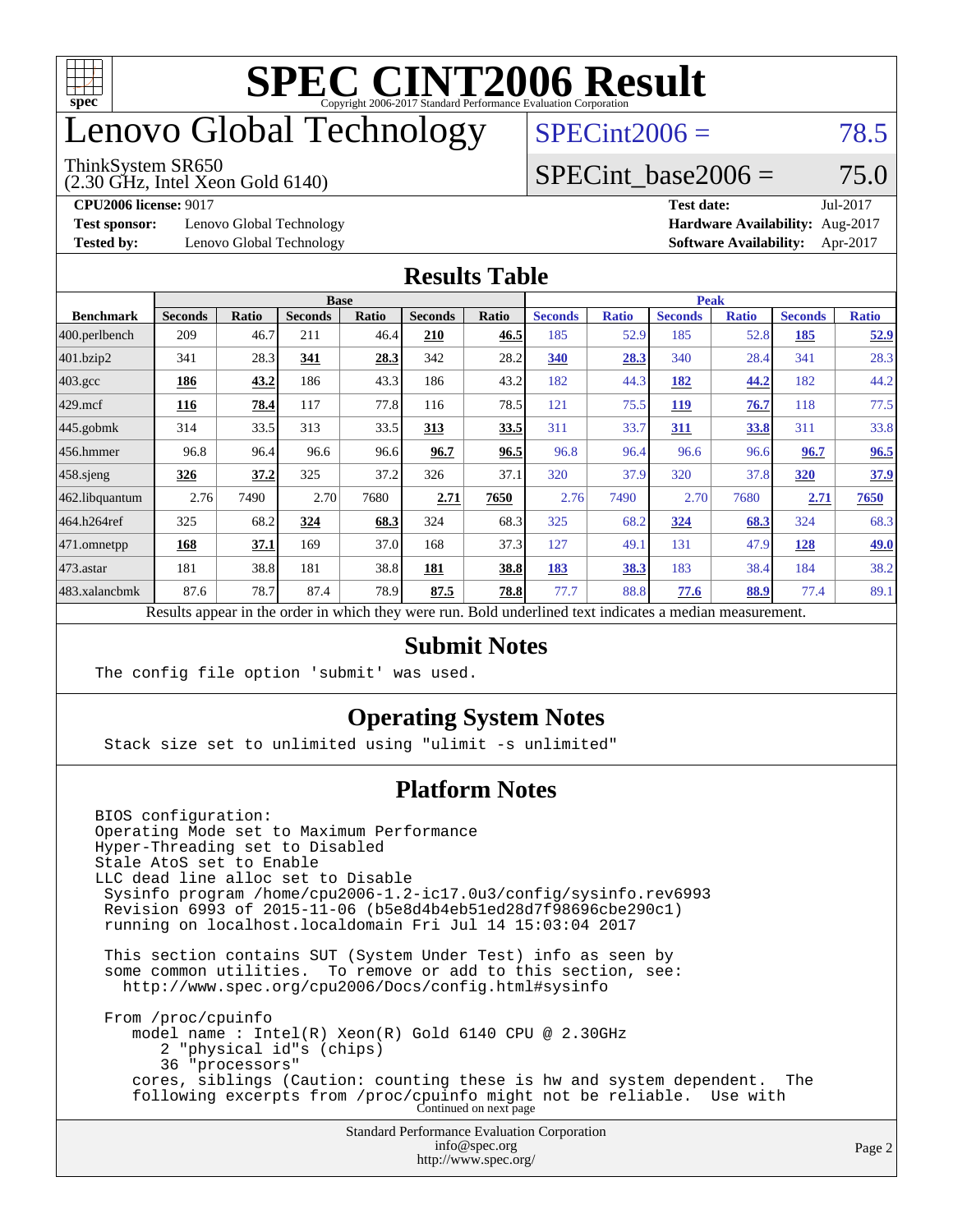# SPEC CINT2006 Result

Copyright 2006-2017 Standard Performance Evaluation Corporation

# Lenovo Global Technology

ThinkSystem SR650
(2.30 GHz, Intel Xeon Gold 6140)

SPECint2006 = 78.5

SPECint_base2006 = 75.0

**CPU2006 license:** 9017
**Test sponsor:** Lenovo Global Technology
**Tested by:** Lenovo Global Technology

**Test date:** Jul-2017
**Hardware Availability:** Aug-2017
**Software Availability:** Apr-2017

## Results Table

| Benchmark | Base | | | | | | Peak | | | | | |
|---|---|---|---|---|---|---|---|---|---|---|---|---|
| | Seconds | Ratio | Seconds | Ratio | Seconds | Ratio | Seconds | Ratio | Seconds | Ratio | Seconds | Ratio |
| 400.perlbench | 209 | 46.7 | 211 | 46.4 | **210** | **46.5** | 185 | 52.9 | 185 | 52.8 | **185** | **52.9** |
| 401.bzip2 | 341 | 28.3 | **341** | **28.3** | 342 | 28.2 | **340** | **28.3** | 340 | 28.4 | 341 | 28.3 |
| 403.gcc | **186** | **43.2** | 186 | 43.3 | 186 | 43.2 | 182 | 44.3 | **182** | **44.2** | 182 | 44.2 |
| 429.mcf | **116** | **78.4** | 117 | 77.8 | 116 | 78.5 | 121 | 75.5 | **119** | **76.7** | 118 | 77.5 |
| 445.gobmk | 314 | 33.5 | 313 | 33.5 | **313** | **33.5** | 311 | 33.7 | **311** | **33.8** | 311 | 33.8 |
| 456.hmmer | 96.8 | 96.4 | 96.6 | 96.6 | **96.7** | **96.5** | 96.8 | 96.4 | 96.6 | 96.6 | **96.7** | **96.5** |
| 458.sjeng | **326** | **37.2** | 325 | 37.2 | 326 | 37.1 | 320 | 37.9 | 320 | 37.8 | **320** | **37.9** |
| 462.libquantum | 2.76 | 7490 | 2.70 | 7680 | **2.71** | **7650** | 2.76 | 7490 | 2.70 | 7680 | **2.71** | **7650** |
| 464.h264ref | 325 | 68.2 | **324** | **68.3** | 324 | 68.3 | 325 | 68.2 | **324** | **68.3** | 324 | 68.3 |
| 471.omnetpp | **168** | **37.1** | 169 | 37.0 | 168 | 37.3 | 127 | 49.1 | 131 | 47.9 | **128** | **49.0** |
| 473.astar | 181 | 38.8 | 181 | 38.8 | **181** | **38.8** | **183** | **38.3** | 183 | 38.4 | 184 | 38.2 |
| 483.xalancbmk | 87.6 | 78.7 | 87.4 | 78.9 | **87.5** | **78.8** | 77.7 | 88.8 | **77.6** | **88.9** | 77.4 | 89.1 |

Results appear in the order in which they were run. Bold underlined text indicates a median measurement.

## Submit Notes

```
The config file option 'submit' was used.
```

## Operating System Notes

```
Stack size set to unlimited using "ulimit -s unlimited"
```

## Platform Notes

```
BIOS configuration:
Operating Mode set to Maximum Performance
Hyper-Threading set to Disabled
Stale AtoS set to Enable
LLC dead line alloc set to Disable
 Sysinfo program /home/cpu2006-1.2-ic17.0u3/config/sysinfo.rev6993
 Revision 6993 of 2015-11-06 (b5e8d4b4eb51ed28d7f98696cbe290c1)
 running on localhost.localdomain Fri Jul 14 15:03:04 2017

 This section contains SUT (System Under Test) info as seen by
 some common utilities.  To remove or add to this section, see:
   http://www.spec.org/cpu2006/Docs/config.html#sysinfo

 From /proc/cpuinfo
    model name : Intel(R) Xeon(R) Gold 6140 CPU @ 2.30GHz
       2 "physical id"s (chips)
       36 "processors"
    cores, siblings (Caution: counting these is hw and system dependent.  The
    following excerpts from /proc/cpuinfo might not be reliable.  Use with
```

Continued on next page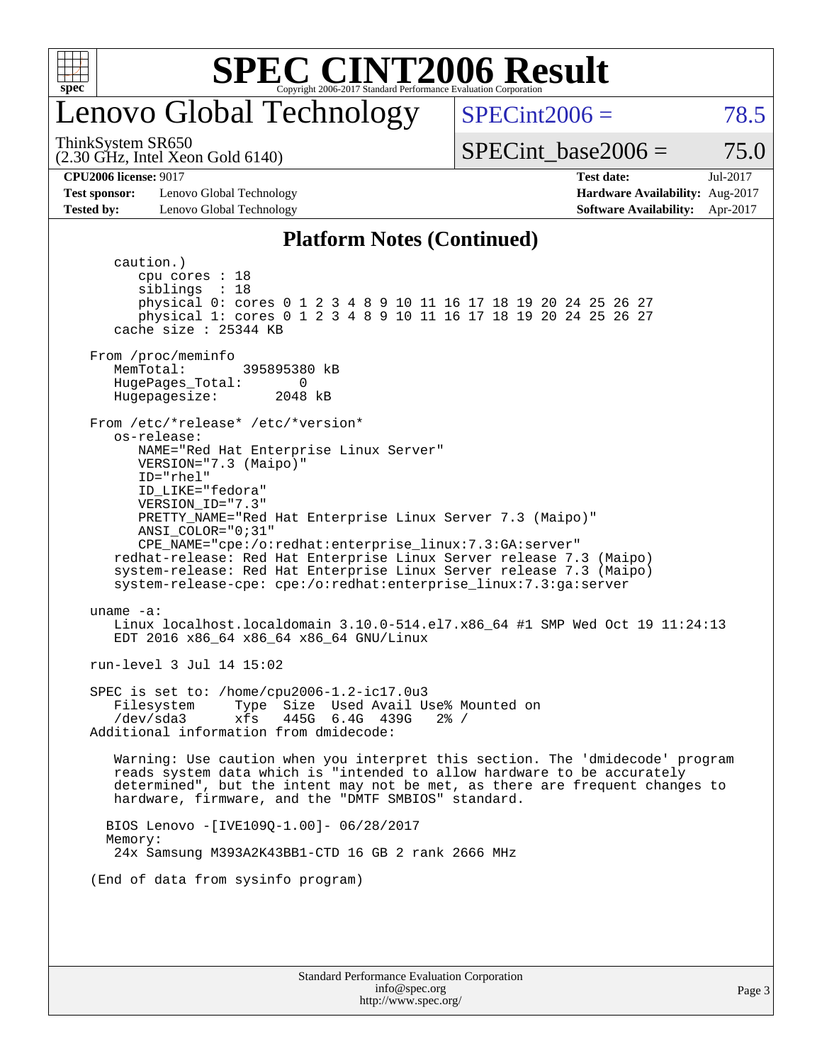# SPEC CINT2006 Result

Copyright 2006-2017 Standard Performance Evaluation Corporation

## Lenovo Global Technology

ThinkSystem SR650
(2.30 GHz, Intel Xeon Gold 6140)

SPECint2006 = 78.5

SPECint_base2006 = 75.0

| | | | |
|---|---|---|---|
| **CPU2006 license:** 9017 | | **Test date:** | Jul-2017 |
| **Test sponsor:** | Lenovo Global Technology | **Hardware Availability:** | Aug-2017 |
| **Tested by:** | Lenovo Global Technology | **Software Availability:** | Apr-2017 |

### Platform Notes (Continued)

```
      caution.)
         cpu cores : 18
         siblings  : 18
         physical 0: cores 0 1 2 3 4 8 9 10 11 16 17 18 19 20 24 25 26 27
         physical 1: cores 0 1 2 3 4 8 9 10 11 16 17 18 19 20 24 25 26 27
      cache size : 25344 KB

   From /proc/meminfo
      MemTotal:       395895380 kB
      HugePages_Total:       0
      Hugepagesize:       2048 kB

   From /etc/*release* /etc/*version*
      os-release:
         NAME="Red Hat Enterprise Linux Server"
         VERSION="7.3 (Maipo)"
         ID="rhel"
         ID_LIKE="fedora"
         VERSION_ID="7.3"
         PRETTY_NAME="Red Hat Enterprise Linux Server 7.3 (Maipo)"
         ANSI_COLOR="0;31"
         CPE_NAME="cpe:/o:redhat:enterprise_linux:7.3:GA:server"
      redhat-release: Red Hat Enterprise Linux Server release 7.3 (Maipo)
      system-release: Red Hat Enterprise Linux Server release 7.3 (Maipo)
      system-release-cpe: cpe:/o:redhat:enterprise_linux:7.3:ga:server

   uname -a:
      Linux localhost.localdomain 3.10.0-514.el7.x86_64 #1 SMP Wed Oct 19 11:24:13
      EDT 2016 x86_64 x86_64 x86_64 GNU/Linux

   run-level 3 Jul 14 15:02

   SPEC is set to: /home/cpu2006-1.2-ic17.0u3
      Filesystem     Type  Size  Used Avail Use% Mounted on
      /dev/sda3      xfs   445G  6.4G  439G   2% /
   Additional information from dmidecode:

      Warning: Use caution when you interpret this section. The 'dmidecode' program
      reads system data which is "intended to allow hardware to be accurately
      determined", but the intent may not be met, as there are frequent changes to
      hardware, firmware, and the "DMTF SMBIOS" standard.

     BIOS Lenovo -[IVE109Q-1.00]- 06/28/2017
     Memory:
      24x Samsung M393A2K43BB1-CTD 16 GB 2 rank 2666 MHz

   (End of data from sysinfo program)
```

Standard Performance Evaluation Corporation
info@spec.org
http://www.spec.org/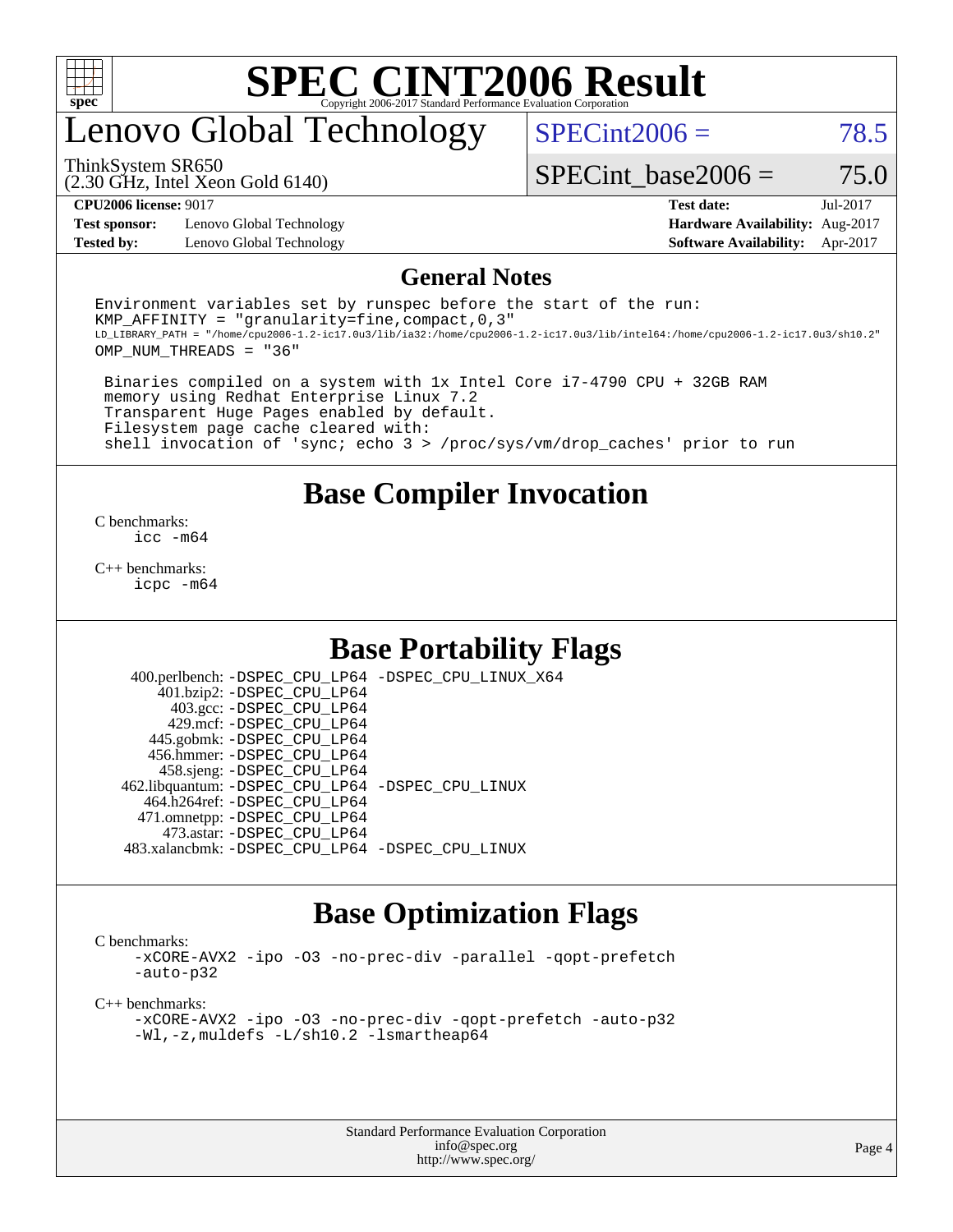# SPEC CINT2006 Result

Copyright 2006-2017 Standard Performance Evaluation Corporation

## Lenovo Global Technology

ThinkSystem SR650
(2.30 GHz, Intel Xeon Gold 6140)

SPECint2006 = 78.5

SPECint_base2006 = 75.0

| **CPU2006 license:** 9017 | | **Test date:** | Jul-2017 |
|---|---|---|---|
| **Test sponsor:** | Lenovo Global Technology | **Hardware Availability:** | Aug-2017 |
| **Tested by:** | Lenovo Global Technology | **Software Availability:** | Apr-2017 |

## General Notes

```
Environment variables set by runspec before the start of the run:
KMP_AFFINITY = "granularity=fine,compact,0,3"
LD_LIBRARY_PATH = "/home/cpu2006-1.2-ic17.0u3/lib/ia32:/home/cpu2006-1.2-ic17.0u3/lib/intel64:/home/cpu2006-1.2-ic17.0u3/sh10.2"
OMP_NUM_THREADS = "36"

 Binaries compiled on a system with 1x Intel Core i7-4790 CPU + 32GB RAM
 memory using Redhat Enterprise Linux 7.2
 Transparent Huge Pages enabled by default.
 Filesystem page cache cleared with:
 shell invocation of 'sync; echo 3 > /proc/sys/vm/drop_caches' prior to run
```

## Base Compiler Invocation

C benchmarks:
```
icc -m64
```

C++ benchmarks:
```
icpc -m64
```

## Base Portability Flags

```
   400.perlbench: -DSPEC_CPU_LP64 -DSPEC_CPU_LINUX_X64
       401.bzip2: -DSPEC_CPU_LP64
         403.gcc: -DSPEC_CPU_LP64
         429.mcf: -DSPEC_CPU_LP64
       445.gobmk: -DSPEC_CPU_LP64
      456.hmmer: -DSPEC_CPU_LP64
      458.sjeng: -DSPEC_CPU_LP64
 462.libquantum: -DSPEC_CPU_LP64 -DSPEC_CPU_LINUX
     464.h264ref: -DSPEC_CPU_LP64
     471.omnetpp: -DSPEC_CPU_LP64
       473.astar: -DSPEC_CPU_LP64
 483.xalancbmk: -DSPEC_CPU_LP64 -DSPEC_CPU_LINUX
```

## Base Optimization Flags

C benchmarks:
```
-xCORE-AVX2 -ipo -O3 -no-prec-div -parallel -qopt-prefetch
-auto-p32
```

C++ benchmarks:
```
-xCORE-AVX2 -ipo -O3 -no-prec-div -qopt-prefetch -auto-p32
-Wl,-z,muldefs -L/sh10.2 -lsmartheap64
```

Standard Performance Evaluation Corporation
info@spec.org
http://www.spec.org/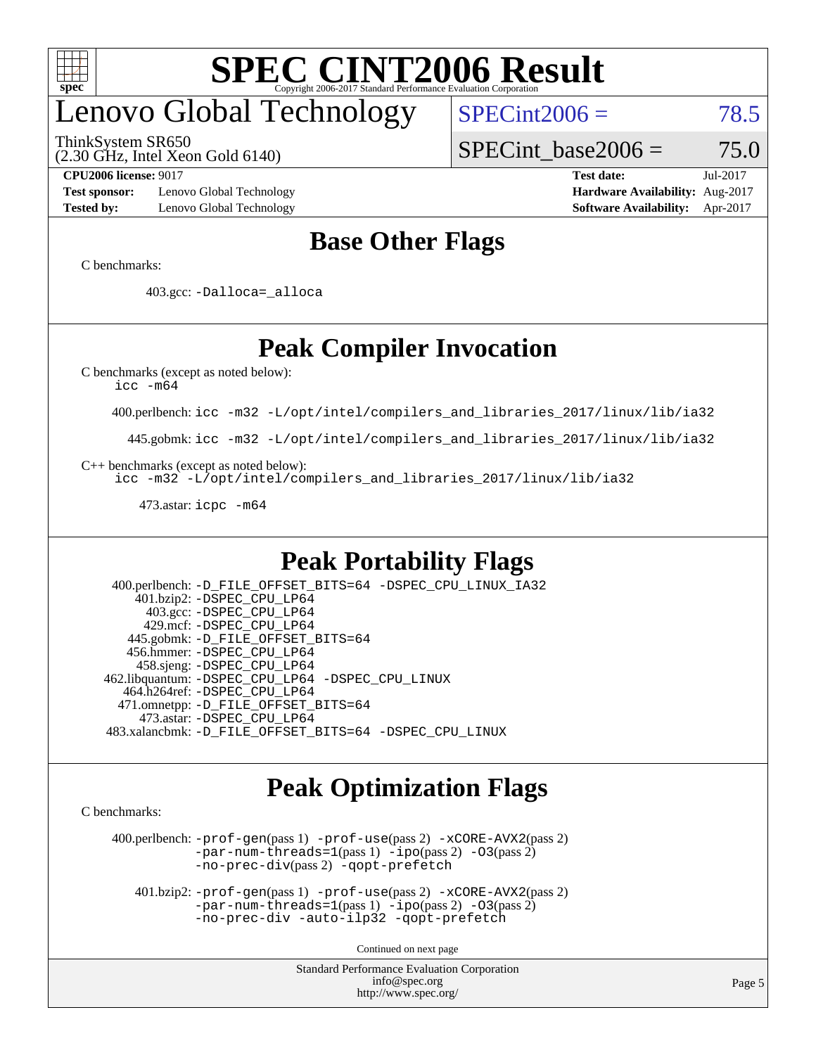# SPEC CINT2006 Result

## Lenovo Global Technology

ThinkSystem SR650
(2.30 GHz, Intel Xeon Gold 6140)

SPECint2006 = 78.5

SPECint_base2006 = 75.0

**CPU2006 license:** 9017
**Test sponsor:** Lenovo Global Technology
**Tested by:** Lenovo Global Technology
**Test date:** Jul-2017
**Hardware Availability:** Aug-2017
**Software Availability:** Apr-2017

## Base Other Flags

C benchmarks:

403.gcc: `-Dalloca=_alloca`

## Peak Compiler Invocation

C benchmarks (except as noted below):
`icc -m64`

400.perlbench: `icc -m32 -L/opt/intel/compilers_and_libraries_2017/linux/lib/ia32`

445.gobmk: `icc -m32 -L/opt/intel/compilers_and_libraries_2017/linux/lib/ia32`

C++ benchmarks (except as noted below):
`icc -m32 -L/opt/intel/compilers_and_libraries_2017/linux/lib/ia32`

473.astar: `icpc -m64`

## Peak Portability Flags

400.perlbench: `-D_FILE_OFFSET_BITS=64 -DSPEC_CPU_LINUX_IA32`
401.bzip2: `-DSPEC_CPU_LP64`
403.gcc: `-DSPEC_CPU_LP64`
429.mcf: `-DSPEC_CPU_LP64`
445.gobmk: `-D_FILE_OFFSET_BITS=64`
456.hmmer: `-DSPEC_CPU_LP64`
458.sjeng: `-DSPEC_CPU_LP64`
462.libquantum: `-DSPEC_CPU_LP64 -DSPEC_CPU_LINUX`
464.h264ref: `-DSPEC_CPU_LP64`
471.omnetpp: `-D_FILE_OFFSET_BITS=64`
473.astar: `-DSPEC_CPU_LP64`
483.xalancbmk: `-D_FILE_OFFSET_BITS=64 -DSPEC_CPU_LINUX`

## Peak Optimization Flags

C benchmarks:

400.perlbench: `-prof-gen`(pass 1) `-prof-use`(pass 2) `-xCORE-AVX2`(pass 2) `-par-num-threads=1`(pass 1) `-ipo`(pass 2) `-O3`(pass 2) `-no-prec-div`(pass 2) `-qopt-prefetch`

401.bzip2: `-prof-gen`(pass 1) `-prof-use`(pass 2) `-xCORE-AVX2`(pass 2) `-par-num-threads=1`(pass 1) `-ipo`(pass 2) `-O3`(pass 2) `-no-prec-div -auto-ilp32 -qopt-prefetch`

Continued on next page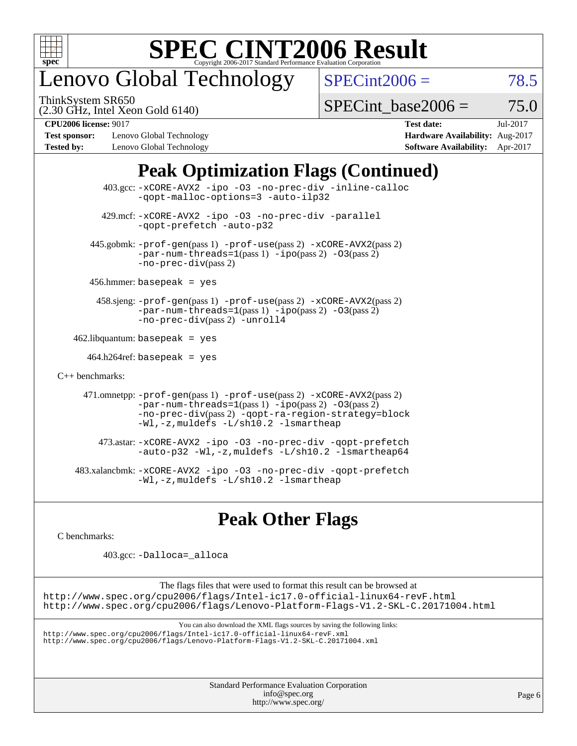# SPEC CINT2006 Result

Copyright 2006-2017 Standard Performance Evaluation Corporation

## Lenovo Global Technology

ThinkSystem SR650
(2.30 GHz, Intel Xeon Gold 6140)

SPECint2006 = 78.5

SPECint_base2006 = 75.0

**CPU2006 license:** 9017
**Test sponsor:** Lenovo Global Technology
**Tested by:** Lenovo Global Technology

**Test date:** Jul-2017
**Hardware Availability:** Aug-2017
**Software Availability:** Apr-2017

## Peak Optimization Flags (Continued)

403.gcc: `-xCORE-AVX2 -ipo -O3 -no-prec-div -inline-calloc -qopt-malloc-options=3 -auto-ilp32`

429.mcf: `-xCORE-AVX2 -ipo -O3 -no-prec-div -parallel -qopt-prefetch -auto-p32`

445.gobmk: `-prof-gen`(pass 1) `-prof-use`(pass 2) `-xCORE-AVX2`(pass 2) `-par-num-threads=1`(pass 1) `-ipo`(pass 2) `-O3`(pass 2) `-no-prec-div`(pass 2)

456.hmmer: `basepeak = yes`

458.sjeng: `-prof-gen`(pass 1) `-prof-use`(pass 2) `-xCORE-AVX2`(pass 2) `-par-num-threads=1`(pass 1) `-ipo`(pass 2) `-O3`(pass 2) `-no-prec-div`(pass 2) `-unroll4`

462.libquantum: `basepeak = yes`

464.h264ref: `basepeak = yes`

C++ benchmarks:

471.omnetpp: `-prof-gen`(pass 1) `-prof-use`(pass 2) `-xCORE-AVX2`(pass 2) `-par-num-threads=1`(pass 1) `-ipo`(pass 2) `-O3`(pass 2) `-no-prec-div`(pass 2) `-qopt-ra-region-strategy=block -Wl,-z,muldefs -L/sh10.2 -lsmartheap`

473.astar: `-xCORE-AVX2 -ipo -O3 -no-prec-div -qopt-prefetch -auto-p32 -Wl,-z,muldefs -L/sh10.2 -lsmartheap64`

483.xalancbmk: `-xCORE-AVX2 -ipo -O3 -no-prec-div -qopt-prefetch -Wl,-z,muldefs -L/sh10.2 -lsmartheap`

## Peak Other Flags

C benchmarks:

403.gcc: `-Dalloca=_alloca`

The flags files that were used to format this result can be browsed at
http://www.spec.org/cpu2006/flags/Intel-ic17.0-official-linux64-revF.html
http://www.spec.org/cpu2006/flags/Lenovo-Platform-Flags-V1.2-SKL-C.20171004.html

You can also download the XML flags sources by saving the following links:
http://www.spec.org/cpu2006/flags/Intel-ic17.0-official-linux64-revF.xml
http://www.spec.org/cpu2006/flags/Lenovo-Platform-Flags-V1.2-SKL-C.20171004.xml

Standard Performance Evaluation Corporation
info@spec.org
http://www.spec.org/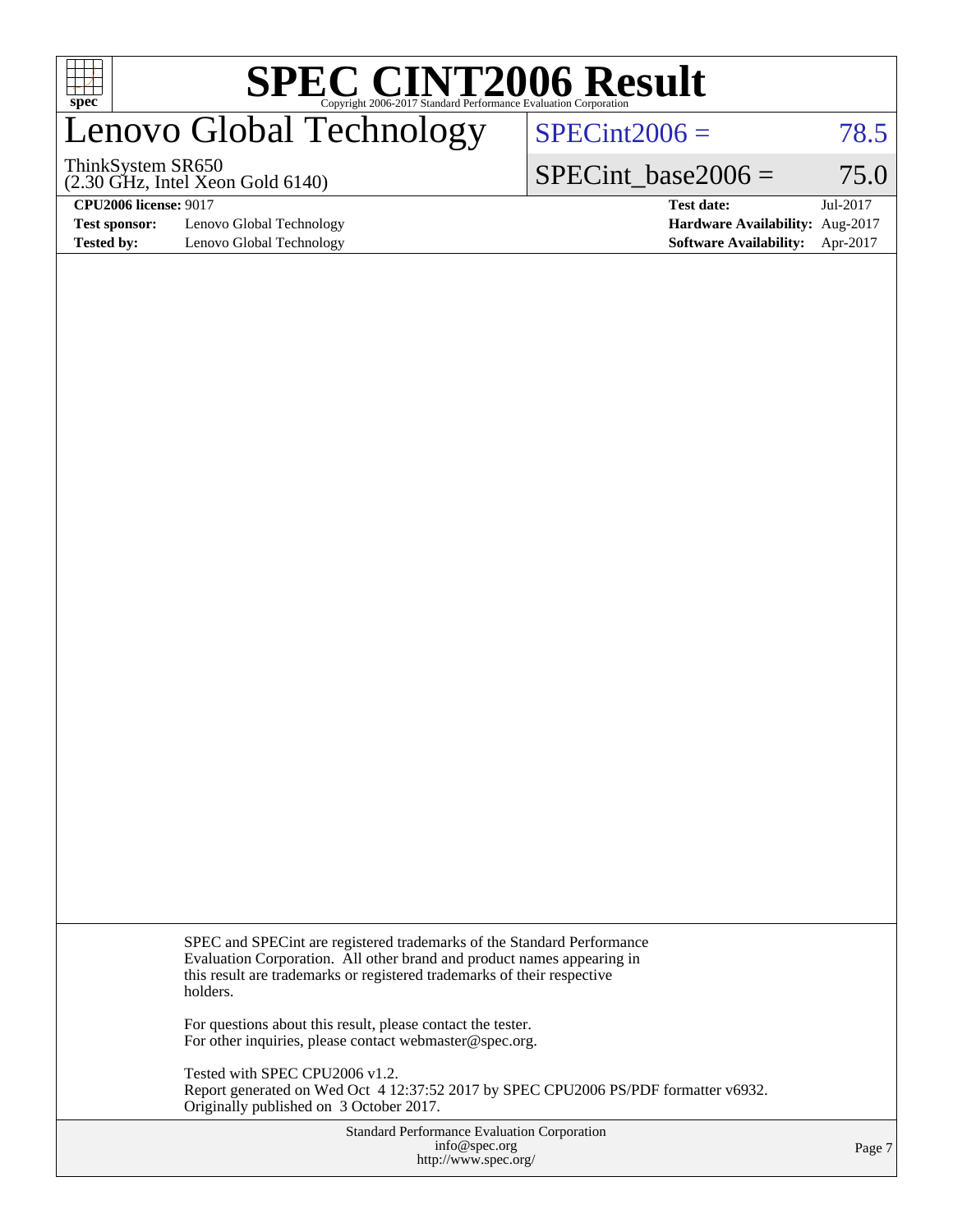SPEC and SPECint are registered trademarks of the Standard Performance Evaluation Corporation. All other brand and product names appearing in this result are trademarks or registered trademarks of their respective holders.

For questions about this result, please contact the tester.
For other inquiries, please contact webmaster@spec.org.

Tested with SPEC CPU2006 v1.2.
Report generated on Wed Oct 4 12:37:52 2017 by SPEC CPU2006 PS/PDF formatter v6932.
Originally published on 3 October 2017.